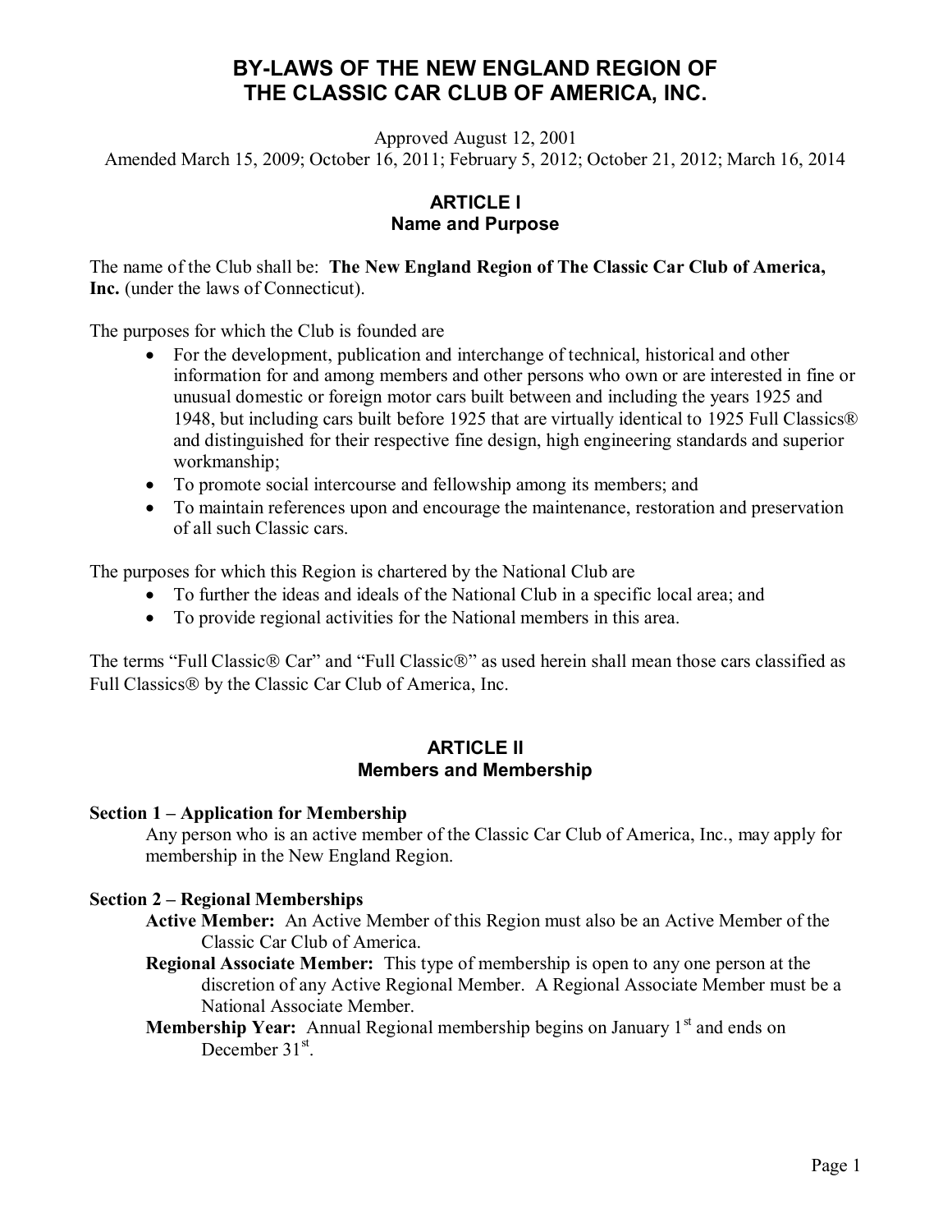# BY-LAWS OF THE NEW ENGLAND REGION OF THE CLASSIC CAR CLUB OF AMERICA, INC.

Approved August 12, 2001

Amended March 15, 2009; October 16, 2011; February 5, 2012; October 21, 2012; March 16, 2014

## ARTICLE I
## Name and Purpose

The name of the Club shall be: **The New England Region of The Classic Car Club of America, Inc.** (under the laws of Connecticut).

The purposes for which the Club is founded are

- For the development, publication and interchange of technical, historical and other information for and among members and other persons who own or are interested in fine or unusual domestic or foreign motor cars built between and including the years 1925 and 1948, but including cars built before 1925 that are virtually identical to 1925 Full Classics® and distinguished for their respective fine design, high engineering standards and superior workmanship;
- To promote social intercourse and fellowship among its members; and
- To maintain references upon and encourage the maintenance, restoration and preservation of all such Classic cars.

The purposes for which this Region is chartered by the National Club are

- To further the ideas and ideals of the National Club in a specific local area; and
- To provide regional activities for the National members in this area.

The terms "Full Classic® Car" and "Full Classic®" as used herein shall mean those cars classified as Full Classics® by the Classic Car Club of America, Inc.

## ARTICLE II
## Members and Membership

**Section 1 – Application for Membership**

Any person who is an active member of the Classic Car Club of America, Inc., may apply for membership in the New England Region.

**Section 2 – Regional Memberships**

**Active Member:** An Active Member of this Region must also be an Active Member of the Classic Car Club of America.

**Regional Associate Member:** This type of membership is open to any one person at the discretion of any Active Regional Member. A Regional Associate Member must be a National Associate Member.

**Membership Year:** Annual Regional membership begins on January 1st and ends on December 31st.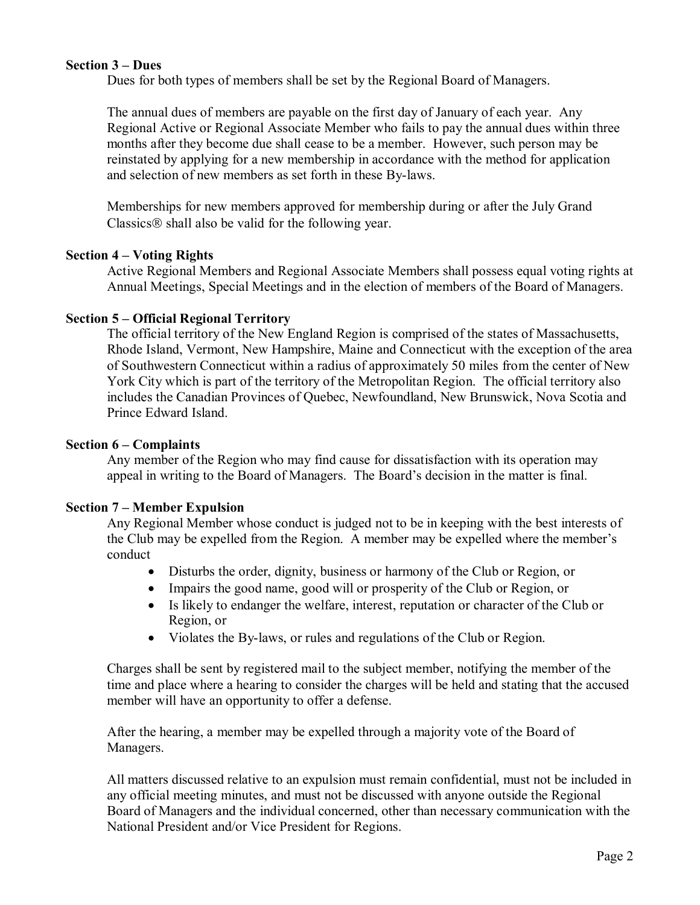**Section 3 – Dues**

Dues for both types of members shall be set by the Regional Board of Managers.

The annual dues of members are payable on the first day of January of each year. Any Regional Active or Regional Associate Member who fails to pay the annual dues within three months after they become due shall cease to be a member. However, such person may be reinstated by applying for a new membership in accordance with the method for application and selection of new members as set forth in these By-laws.

Memberships for new members approved for membership during or after the July Grand Classics® shall also be valid for the following year.

**Section 4 – Voting Rights**

Active Regional Members and Regional Associate Members shall possess equal voting rights at Annual Meetings, Special Meetings and in the election of members of the Board of Managers.

**Section 5 – Official Regional Territory**

The official territory of the New England Region is comprised of the states of Massachusetts, Rhode Island, Vermont, New Hampshire, Maine and Connecticut with the exception of the area of Southwestern Connecticut within a radius of approximately 50 miles from the center of New York City which is part of the territory of the Metropolitan Region. The official territory also includes the Canadian Provinces of Quebec, Newfoundland, New Brunswick, Nova Scotia and Prince Edward Island.

**Section 6 – Complaints**

Any member of the Region who may find cause for dissatisfaction with its operation may appeal in writing to the Board of Managers. The Board's decision in the matter is final.

**Section 7 – Member Expulsion**

Any Regional Member whose conduct is judged not to be in keeping with the best interests of the Club may be expelled from the Region. A member may be expelled where the member's conduct

- Disturbs the order, dignity, business or harmony of the Club or Region, or
- Impairs the good name, good will or prosperity of the Club or Region, or
- Is likely to endanger the welfare, interest, reputation or character of the Club or Region, or
- Violates the By-laws, or rules and regulations of the Club or Region.

Charges shall be sent by registered mail to the subject member, notifying the member of the time and place where a hearing to consider the charges will be held and stating that the accused member will have an opportunity to offer a defense.

After the hearing, a member may be expelled through a majority vote of the Board of Managers.

All matters discussed relative to an expulsion must remain confidential, must not be included in any official meeting minutes, and must not be discussed with anyone outside the Regional Board of Managers and the individual concerned, other than necessary communication with the National President and/or Vice President for Regions.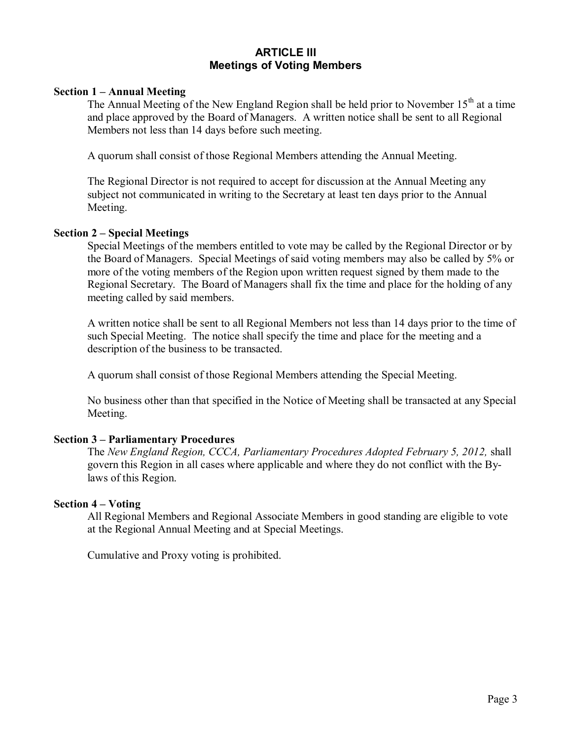## ARTICLE III
## Meetings of Voting Members

**Section 1 – Annual Meeting**

The Annual Meeting of the New England Region shall be held prior to November 15th at a time and place approved by the Board of Managers. A written notice shall be sent to all Regional Members not less than 14 days before such meeting.

A quorum shall consist of those Regional Members attending the Annual Meeting.

The Regional Director is not required to accept for discussion at the Annual Meeting any subject not communicated in writing to the Secretary at least ten days prior to the Annual Meeting.

**Section 2 – Special Meetings**

Special Meetings of the members entitled to vote may be called by the Regional Director or by the Board of Managers. Special Meetings of said voting members may also be called by 5% or more of the voting members of the Region upon written request signed by them made to the Regional Secretary. The Board of Managers shall fix the time and place for the holding of any meeting called by said members.

A written notice shall be sent to all Regional Members not less than 14 days prior to the time of such Special Meeting. The notice shall specify the time and place for the meeting and a description of the business to be transacted.

A quorum shall consist of those Regional Members attending the Special Meeting.

No business other than that specified in the Notice of Meeting shall be transacted at any Special Meeting.

**Section 3 – Parliamentary Procedures**

The *New England Region, CCCA, Parliamentary Procedures Adopted February 5, 2012,* shall govern this Region in all cases where applicable and where they do not conflict with the By-laws of this Region.

**Section 4 – Voting**

All Regional Members and Regional Associate Members in good standing are eligible to vote at the Regional Annual Meeting and at Special Meetings.

Cumulative and Proxy voting is prohibited.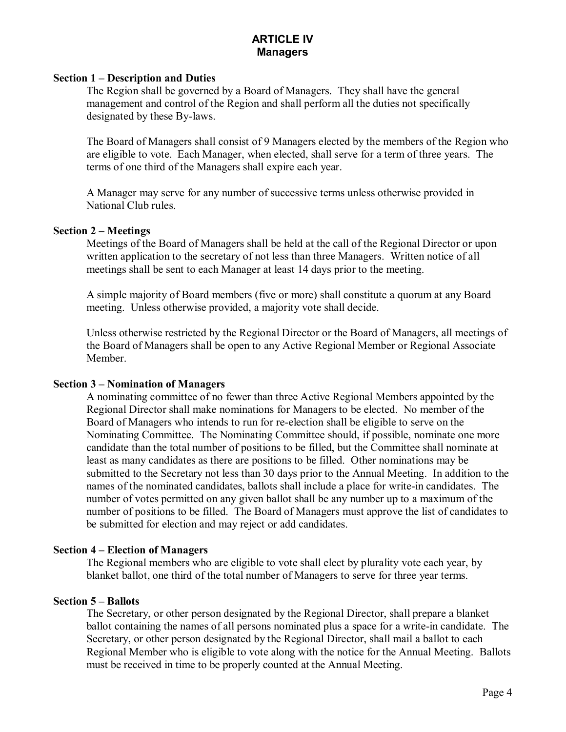# ARTICLE IV
## Managers

### Section 1 – Description and Duties

The Region shall be governed by a Board of Managers. They shall have the general management and control of the Region and shall perform all the duties not specifically designated by these By-laws.

The Board of Managers shall consist of 9 Managers elected by the members of the Region who are eligible to vote. Each Manager, when elected, shall serve for a term of three years. The terms of one third of the Managers shall expire each year.

A Manager may serve for any number of successive terms unless otherwise provided in National Club rules.

### Section 2 – Meetings

Meetings of the Board of Managers shall be held at the call of the Regional Director or upon written application to the secretary of not less than three Managers. Written notice of all meetings shall be sent to each Manager at least 14 days prior to the meeting.

A simple majority of Board members (five or more) shall constitute a quorum at any Board meeting. Unless otherwise provided, a majority vote shall decide.

Unless otherwise restricted by the Regional Director or the Board of Managers, all meetings of the Board of Managers shall be open to any Active Regional Member or Regional Associate Member.

### Section 3 – Nomination of Managers

A nominating committee of no fewer than three Active Regional Members appointed by the Regional Director shall make nominations for Managers to be elected. No member of the Board of Managers who intends to run for re-election shall be eligible to serve on the Nominating Committee. The Nominating Committee should, if possible, nominate one more candidate than the total number of positions to be filled, but the Committee shall nominate at least as many candidates as there are positions to be filled. Other nominations may be submitted to the Secretary not less than 30 days prior to the Annual Meeting. In addition to the names of the nominated candidates, ballots shall include a place for write-in candidates. The number of votes permitted on any given ballot shall be any number up to a maximum of the number of positions to be filled. The Board of Managers must approve the list of candidates to be submitted for election and may reject or add candidates.

### Section 4 – Election of Managers

The Regional members who are eligible to vote shall elect by plurality vote each year, by blanket ballot, one third of the total number of Managers to serve for three year terms.

### Section 5 – Ballots

The Secretary, or other person designated by the Regional Director, shall prepare a blanket ballot containing the names of all persons nominated plus a space for a write-in candidate. The Secretary, or other person designated by the Regional Director, shall mail a ballot to each Regional Member who is eligible to vote along with the notice for the Annual Meeting. Ballots must be received in time to be properly counted at the Annual Meeting.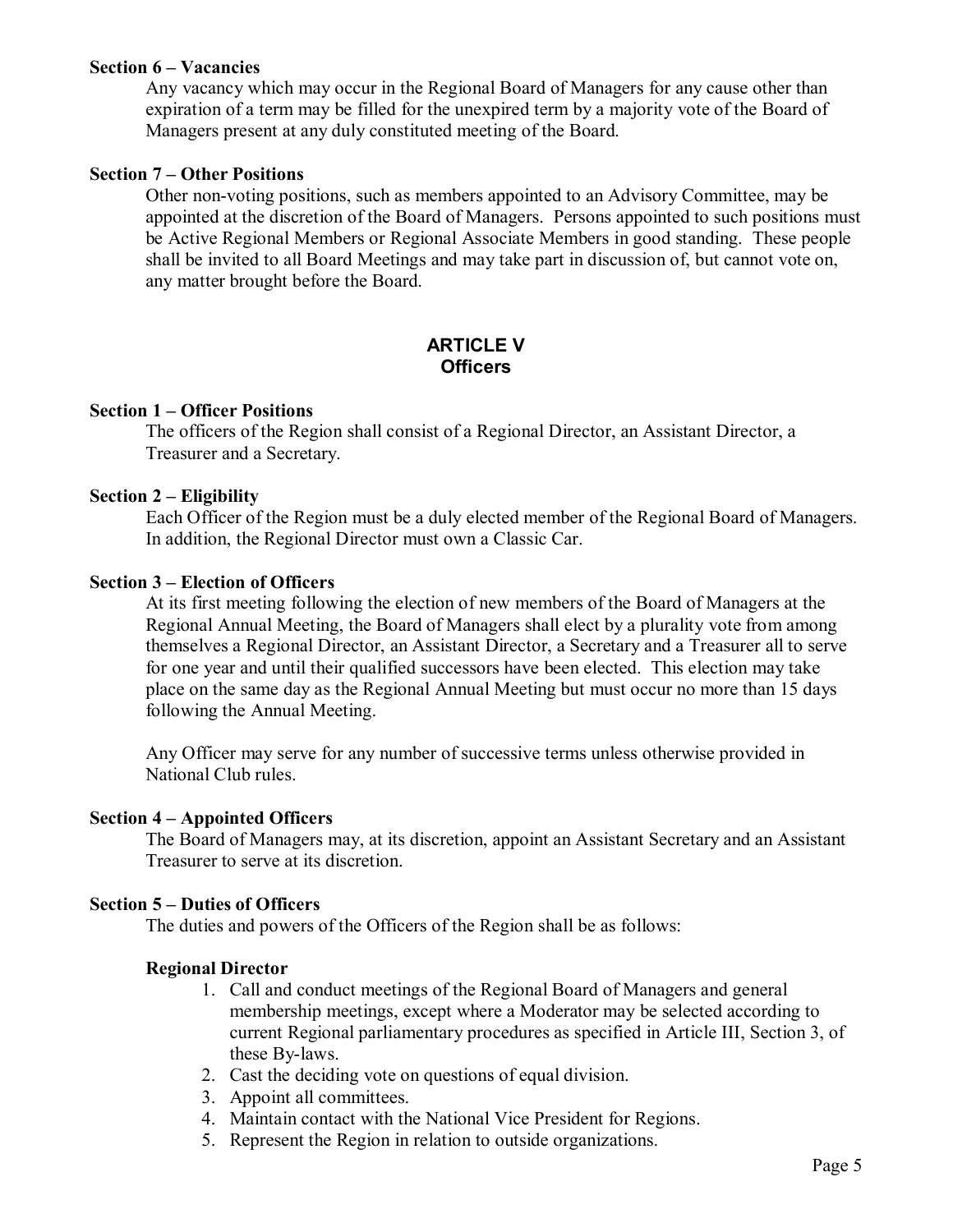**Section 6 – Vacancies**

Any vacancy which may occur in the Regional Board of Managers for any cause other than expiration of a term may be filled for the unexpired term by a majority vote of the Board of Managers present at any duly constituted meeting of the Board.

**Section 7 – Other Positions**

Other non-voting positions, such as members appointed to an Advisory Committee, may be appointed at the discretion of the Board of Managers. Persons appointed to such positions must be Active Regional Members or Regional Associate Members in good standing. These people shall be invited to all Board Meetings and may take part in discussion of, but cannot vote on, any matter brought before the Board.

## ARTICLE V
## Officers

**Section 1 – Officer Positions**

The officers of the Region shall consist of a Regional Director, an Assistant Director, a Treasurer and a Secretary.

**Section 2 – Eligibility**

Each Officer of the Region must be a duly elected member of the Regional Board of Managers. In addition, the Regional Director must own a Classic Car.

**Section 3 – Election of Officers**

At its first meeting following the election of new members of the Board of Managers at the Regional Annual Meeting, the Board of Managers shall elect by a plurality vote from among themselves a Regional Director, an Assistant Director, a Secretary and a Treasurer all to serve for one year and until their qualified successors have been elected. This election may take place on the same day as the Regional Annual Meeting but must occur no more than 15 days following the Annual Meeting.

Any Officer may serve for any number of successive terms unless otherwise provided in National Club rules.

**Section 4 – Appointed Officers**

The Board of Managers may, at its discretion, appoint an Assistant Secretary and an Assistant Treasurer to serve at its discretion.

**Section 5 – Duties of Officers**

The duties and powers of the Officers of the Region shall be as follows:

**Regional Director**

1. Call and conduct meetings of the Regional Board of Managers and general membership meetings, except where a Moderator may be selected according to current Regional parliamentary procedures as specified in Article III, Section 3, of these By-laws.
2. Cast the deciding vote on questions of equal division.
3. Appoint all committees.
4. Maintain contact with the National Vice President for Regions.
5. Represent the Region in relation to outside organizations.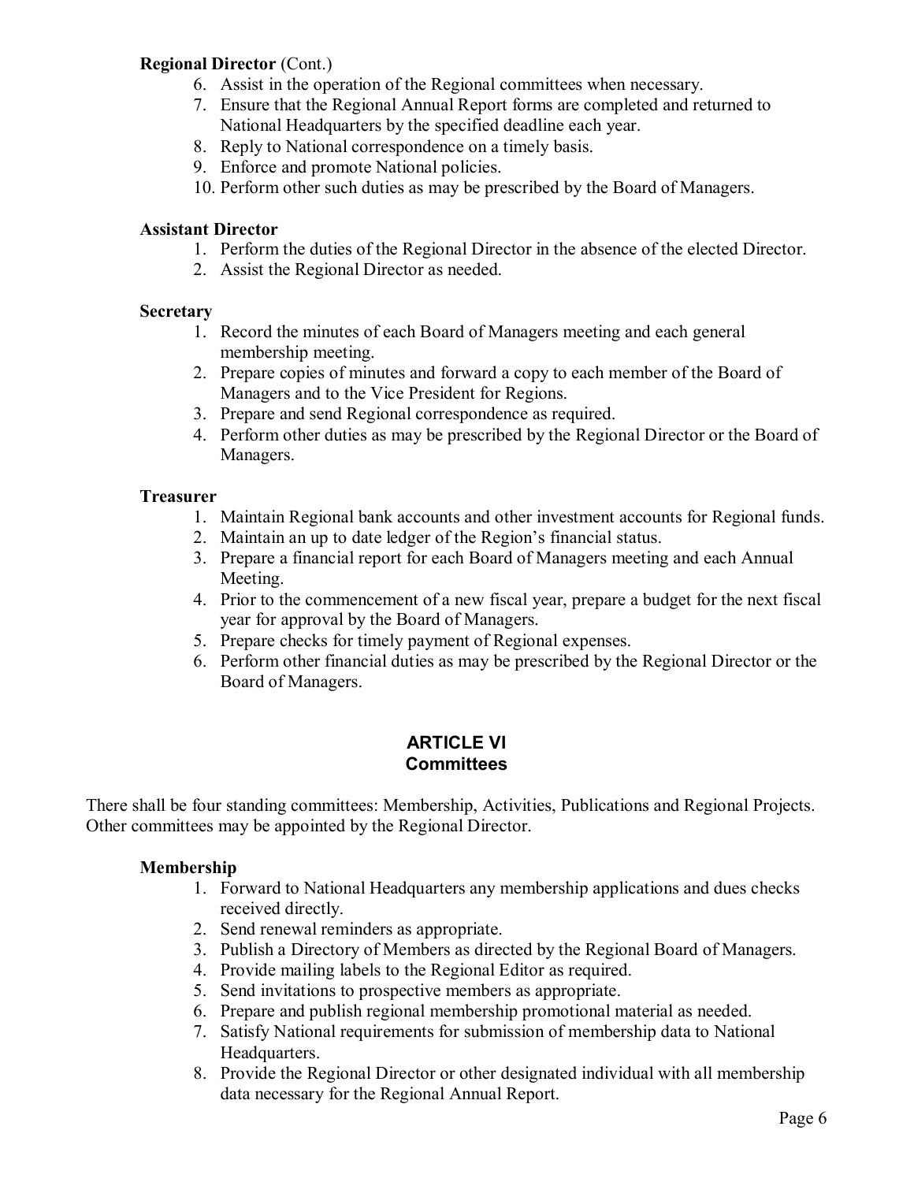**Regional Director** (Cont.)

6. Assist in the operation of the Regional committees when necessary.
7. Ensure that the Regional Annual Report forms are completed and returned to National Headquarters by the specified deadline each year.
8. Reply to National correspondence on a timely basis.
9. Enforce and promote National policies.
10. Perform other such duties as may be prescribed by the Board of Managers.

**Assistant Director**

1. Perform the duties of the Regional Director in the absence of the elected Director.
2. Assist the Regional Director as needed.

**Secretary**

1. Record the minutes of each Board of Managers meeting and each general membership meeting.
2. Prepare copies of minutes and forward a copy to each member of the Board of Managers and to the Vice President for Regions.
3. Prepare and send Regional correspondence as required.
4. Perform other duties as may be prescribed by the Regional Director or the Board of Managers.

**Treasurer**

1. Maintain Regional bank accounts and other investment accounts for Regional funds.
2. Maintain an up to date ledger of the Region's financial status.
3. Prepare a financial report for each Board of Managers meeting and each Annual Meeting.
4. Prior to the commencement of a new fiscal year, prepare a budget for the next fiscal year for approval by the Board of Managers.
5. Prepare checks for timely payment of Regional expenses.
6. Perform other financial duties as may be prescribed by the Regional Director or the Board of Managers.

## ARTICLE VI
## Committees

There shall be four standing committees: Membership, Activities, Publications and Regional Projects. Other committees may be appointed by the Regional Director.

**Membership**

1. Forward to National Headquarters any membership applications and dues checks received directly.
2. Send renewal reminders as appropriate.
3. Publish a Directory of Members as directed by the Regional Board of Managers.
4. Provide mailing labels to the Regional Editor as required.
5. Send invitations to prospective members as appropriate.
6. Prepare and publish regional membership promotional material as needed.
7. Satisfy National requirements for submission of membership data to National Headquarters.
8. Provide the Regional Director or other designated individual with all membership data necessary for the Regional Annual Report.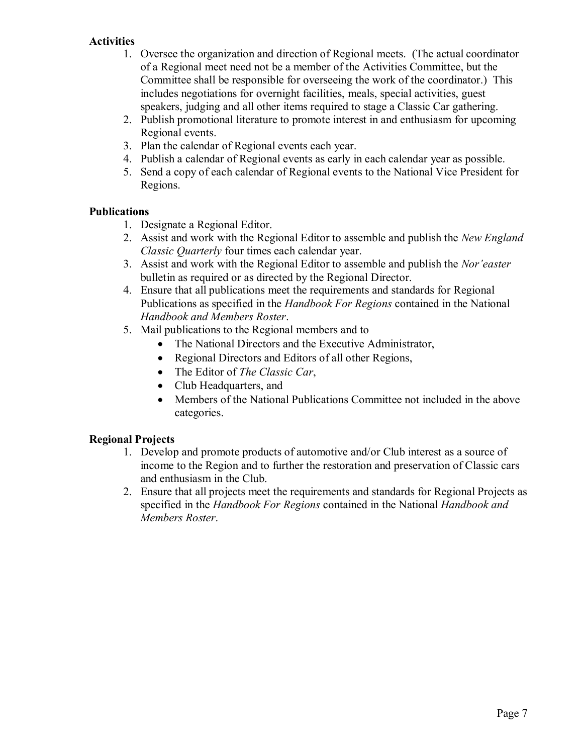**Activities**

1. Oversee the organization and direction of Regional meets. (The actual coordinator of a Regional meet need not be a member of the Activities Committee, but the Committee shall be responsible for overseeing the work of the coordinator.) This includes negotiations for overnight facilities, meals, special activities, guest speakers, judging and all other items required to stage a Classic Car gathering.
2. Publish promotional literature to promote interest in and enthusiasm for upcoming Regional events.
3. Plan the calendar of Regional events each year.
4. Publish a calendar of Regional events as early in each calendar year as possible.
5. Send a copy of each calendar of Regional events to the National Vice President for Regions.

**Publications**

1. Designate a Regional Editor.
2. Assist and work with the Regional Editor to assemble and publish the *New England Classic Quarterly* four times each calendar year.
3. Assist and work with the Regional Editor to assemble and publish the *Nor'easter* bulletin as required or as directed by the Regional Director.
4. Ensure that all publications meet the requirements and standards for Regional Publications as specified in the *Handbook For Regions* contained in the National *Handbook and Members Roster*.
5. Mail publications to the Regional members and to
   - The National Directors and the Executive Administrator,
   - Regional Directors and Editors of all other Regions,
   - The Editor of *The Classic Car*,
   - Club Headquarters, and
   - Members of the National Publications Committee not included in the above categories.

**Regional Projects**

1. Develop and promote products of automotive and/or Club interest as a source of income to the Region and to further the restoration and preservation of Classic cars and enthusiasm in the Club.
2. Ensure that all projects meet the requirements and standards for Regional Projects as specified in the *Handbook For Regions* contained in the National *Handbook and Members Roster*.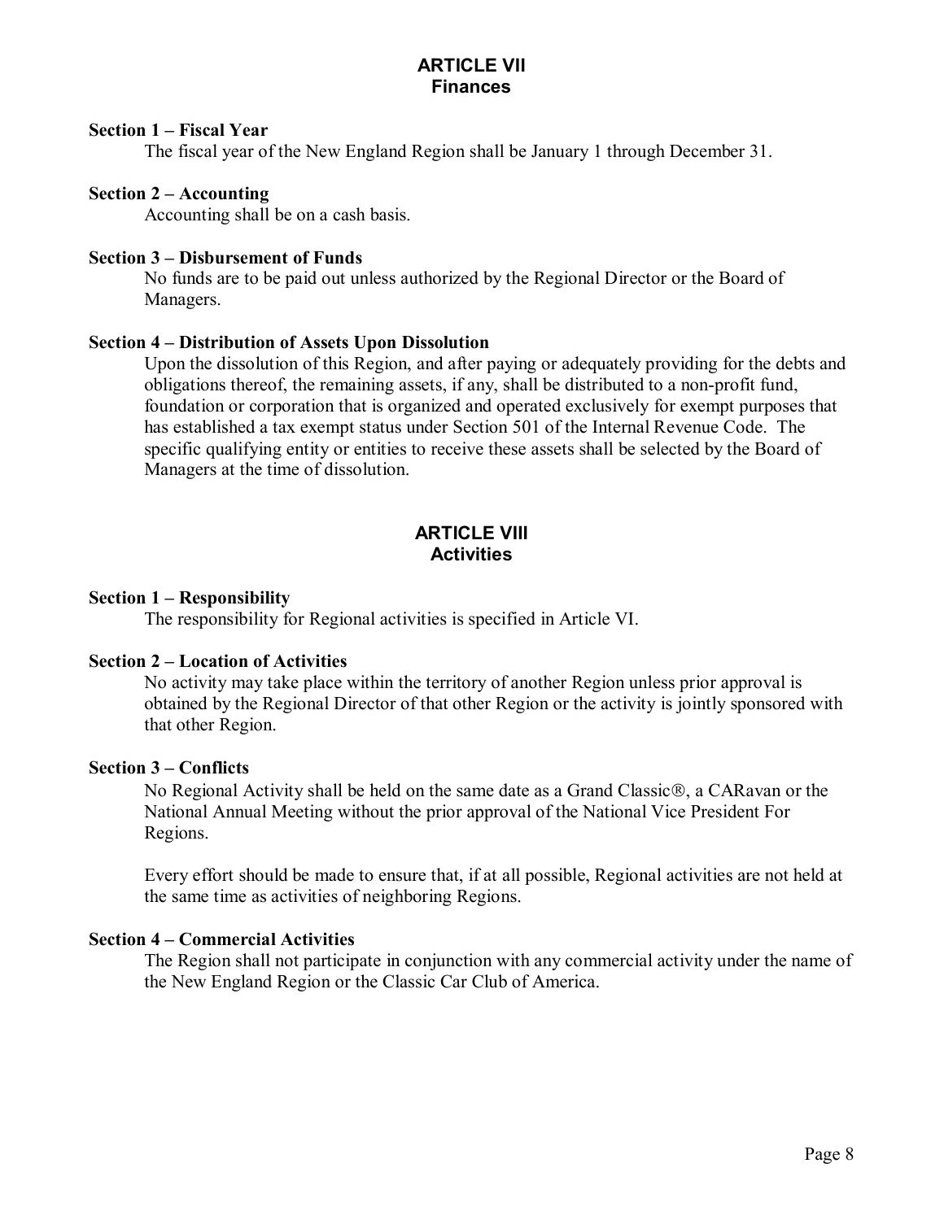## ARTICLE VII
## Finances

**Section 1 – Fiscal Year**

The fiscal year of the New England Region shall be January 1 through December 31.

**Section 2 – Accounting**

Accounting shall be on a cash basis.

**Section 3 – Disbursement of Funds**

No funds are to be paid out unless authorized by the Regional Director or the Board of Managers.

**Section 4 – Distribution of Assets Upon Dissolution**

Upon the dissolution of this Region, and after paying or adequately providing for the debts and obligations thereof, the remaining assets, if any, shall be distributed to a non-profit fund, foundation or corporation that is organized and operated exclusively for exempt purposes that has established a tax exempt status under Section 501 of the Internal Revenue Code. The specific qualifying entity or entities to receive these assets shall be selected by the Board of Managers at the time of dissolution.

## ARTICLE VIII
## Activities

**Section 1 – Responsibility**

The responsibility for Regional activities is specified in Article VI.

**Section 2 – Location of Activities**

No activity may take place within the territory of another Region unless prior approval is obtained by the Regional Director of that other Region or the activity is jointly sponsored with that other Region.

**Section 3 – Conflicts**

No Regional Activity shall be held on the same date as a Grand Classic®, a CARavan or the National Annual Meeting without the prior approval of the National Vice President For Regions.

Every effort should be made to ensure that, if at all possible, Regional activities are not held at the same time as activities of neighboring Regions.

**Section 4 – Commercial Activities**

The Region shall not participate in conjunction with any commercial activity under the name of the New England Region or the Classic Car Club of America.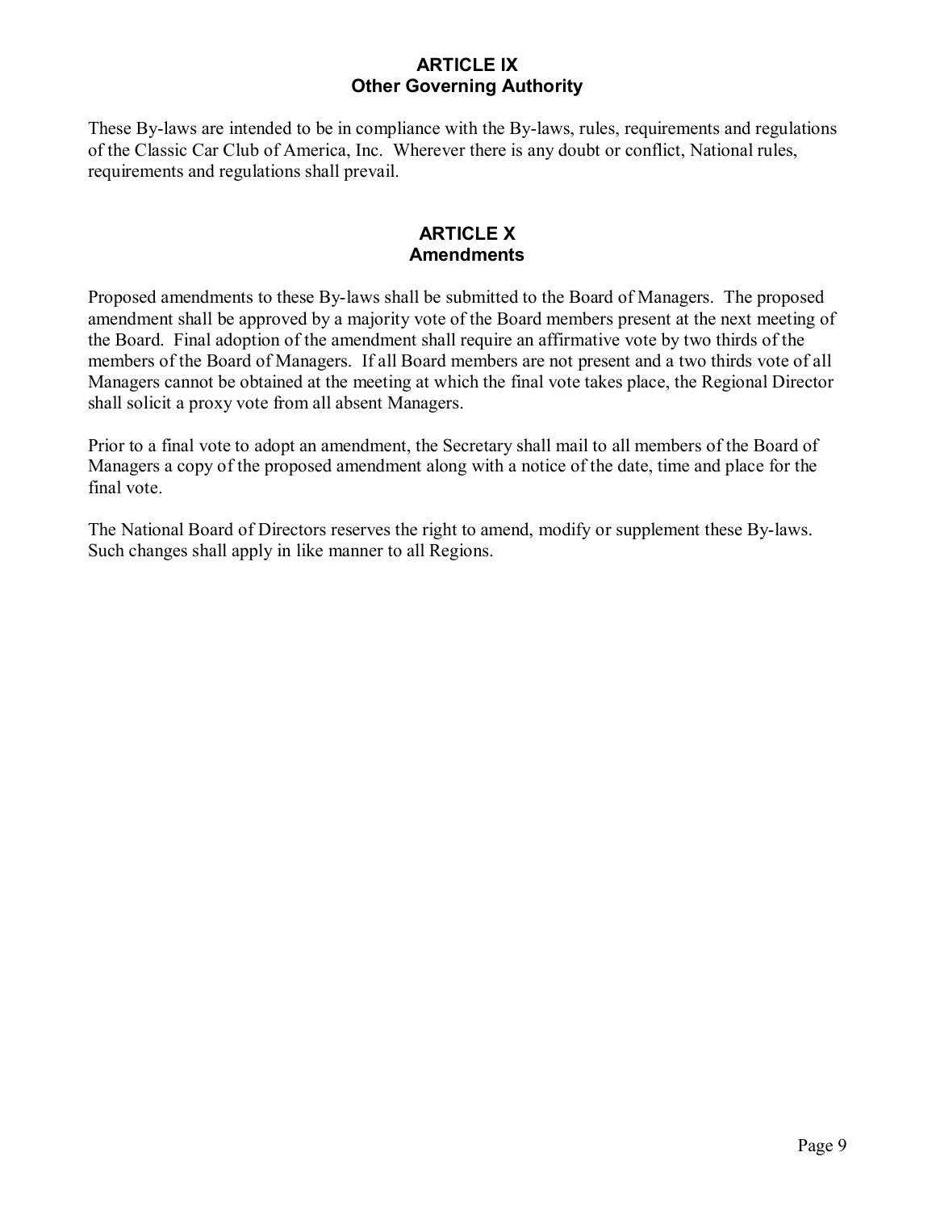## ARTICLE IX
## Other Governing Authority

These By-laws are intended to be in compliance with the By-laws, rules, requirements and regulations of the Classic Car Club of America, Inc. Wherever there is any doubt or conflict, National rules, requirements and regulations shall prevail.

## ARTICLE X
## Amendments

Proposed amendments to these By-laws shall be submitted to the Board of Managers. The proposed amendment shall be approved by a majority vote of the Board members present at the next meeting of the Board. Final adoption of the amendment shall require an affirmative vote by two thirds of the members of the Board of Managers. If all Board members are not present and a two thirds vote of all Managers cannot be obtained at the meeting at which the final vote takes place, the Regional Director shall solicit a proxy vote from all absent Managers.

Prior to a final vote to adopt an amendment, the Secretary shall mail to all members of the Board of Managers a copy of the proposed amendment along with a notice of the date, time and place for the final vote.

The National Board of Directors reserves the right to amend, modify or supplement these By-laws. Such changes shall apply in like manner to all Regions.